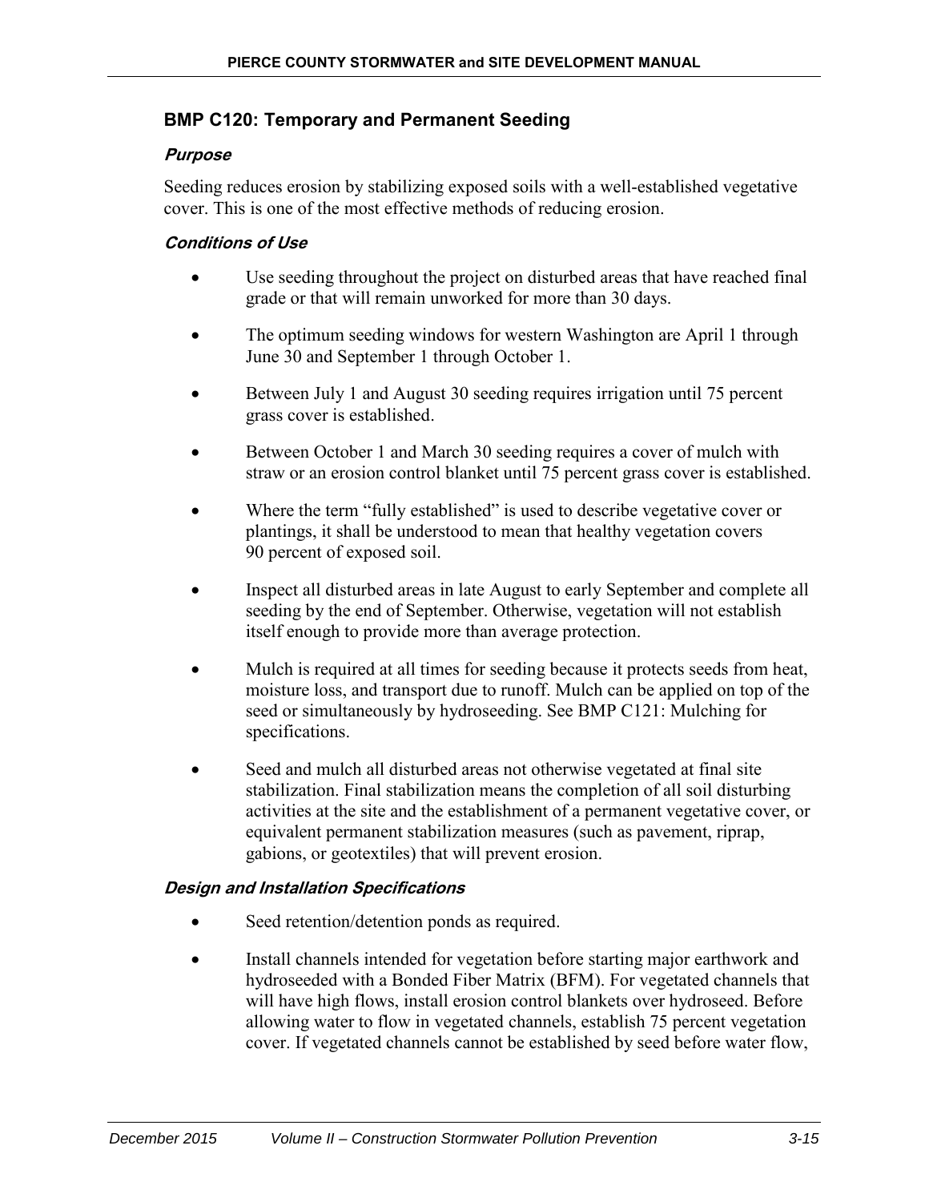## BMP C120: Temporary and Permanent Seeding

### *Purpose*

Seeding reduces erosion by stabilizing exposed soils with a well-established vegetative cover. This is one of the most effective methods of reducing erosion.

### *Conditions of Use*

- Use seeding throughout the project on disturbed areas that have reached final grade or that will remain unworked for more than 30 days.
- The optimum seeding windows for western Washington are April 1 through June 30 and September 1 through October 1.
- Between July 1 and August 30 seeding requires irrigation until 75 percent grass cover is established.
- Between October 1 and March 30 seeding requires a cover of mulch with straw or an erosion control blanket until 75 percent grass cover is established.
- Where the term "fully established" is used to describe vegetative cover or plantings, it shall be understood to mean that healthy vegetation covers 90 percent of exposed soil.
- Inspect all disturbed areas in late August to early September and complete all seeding by the end of September. Otherwise, vegetation will not establish itself enough to provide more than average protection.
- Mulch is required at all times for seeding because it protects seeds from heat, moisture loss, and transport due to runoff. Mulch can be applied on top of the seed or simultaneously by hydroseeding. See BMP C121: Mulching for specifications.
- Seed and mulch all disturbed areas not otherwise vegetated at final site stabilization. Final stabilization means the completion of all soil disturbing activities at the site and the establishment of a permanent vegetative cover, or equivalent permanent stabilization measures (such as pavement, riprap, gabions, or geotextiles) that will prevent erosion.

### *Design and Installation Specifications*

- Seed retention/detention ponds as required.
- Install channels intended for vegetation before starting major earthwork and hydroseeded with a Bonded Fiber Matrix (BFM). For vegetated channels that will have high flows, install erosion control blankets over hydroseed. Before allowing water to flow in vegetated channels, establish 75 percent vegetation cover. If vegetated channels cannot be established by seed before water flow,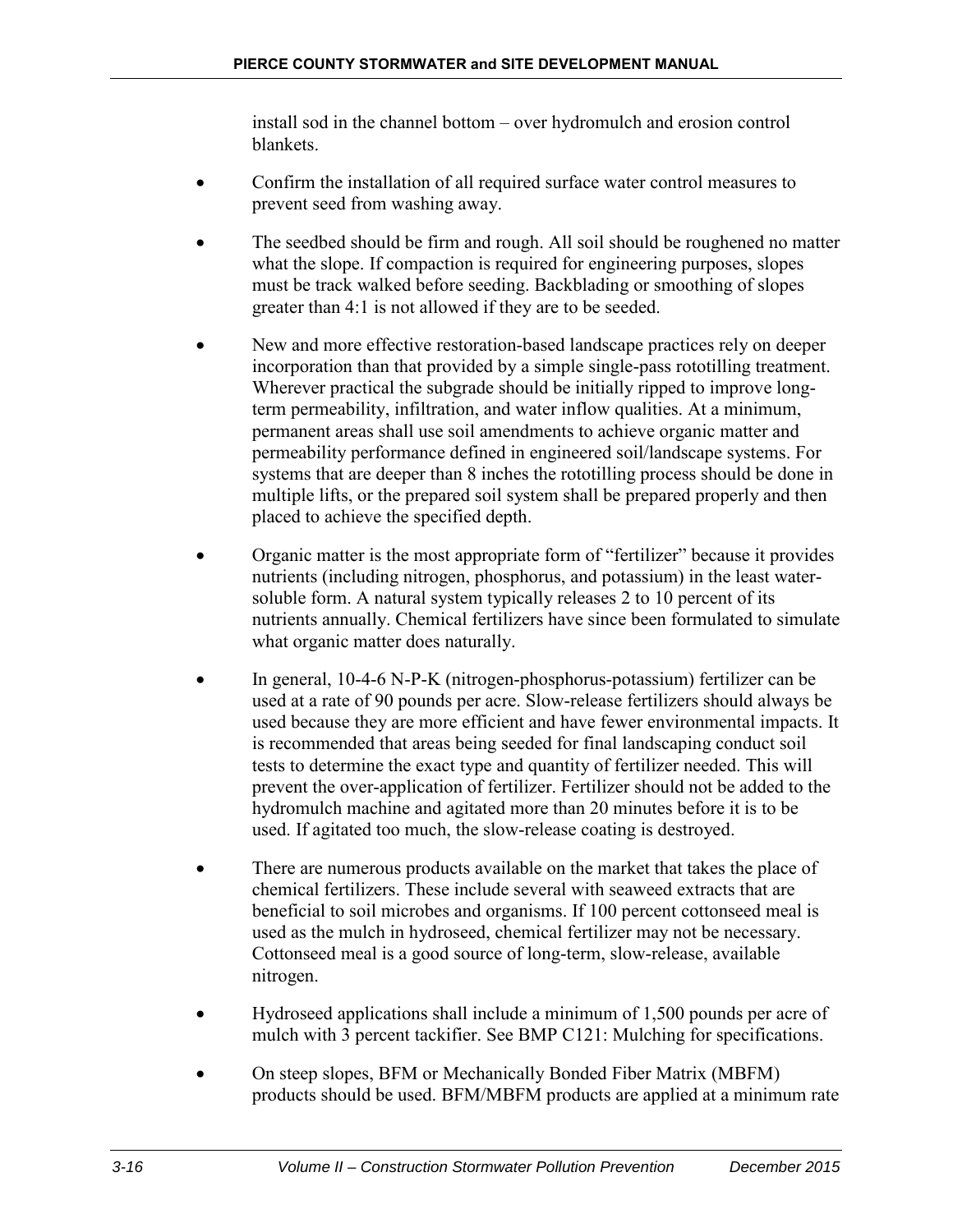install sod in the channel bottom – over hydromulch and erosion control blankets.

- Confirm the installation of all required surface water control measures to prevent seed from washing away.
- The seedbed should be firm and rough. All soil should be roughened no matter what the slope. If compaction is required for engineering purposes, slopes must be track walked before seeding. Backblading or smoothing of slopes greater than 4:1 is not allowed if they are to be seeded.
- New and more effective restoration-based landscape practices rely on deeper incorporation than that provided by a simple single-pass rototilling treatment. Wherever practical the subgrade should be initially ripped to improve long-term permeability, infiltration, and water inflow qualities. At a minimum, permanent areas shall use soil amendments to achieve organic matter and permeability performance defined in engineered soil/landscape systems. For systems that are deeper than 8 inches the rototilling process should be done in multiple lifts, or the prepared soil system shall be prepared properly and then placed to achieve the specified depth.
- Organic matter is the most appropriate form of "fertilizer" because it provides nutrients (including nitrogen, phosphorus, and potassium) in the least water-soluble form. A natural system typically releases 2 to 10 percent of its nutrients annually. Chemical fertilizers have since been formulated to simulate what organic matter does naturally.
- In general, 10-4-6 N-P-K (nitrogen-phosphorus-potassium) fertilizer can be used at a rate of 90 pounds per acre. Slow-release fertilizers should always be used because they are more efficient and have fewer environmental impacts. It is recommended that areas being seeded for final landscaping conduct soil tests to determine the exact type and quantity of fertilizer needed. This will prevent the over-application of fertilizer. Fertilizer should not be added to the hydromulch machine and agitated more than 20 minutes before it is to be used. If agitated too much, the slow-release coating is destroyed.
- There are numerous products available on the market that takes the place of chemical fertilizers. These include several with seaweed extracts that are beneficial to soil microbes and organisms. If 100 percent cottonseed meal is used as the mulch in hydroseed, chemical fertilizer may not be necessary. Cottonseed meal is a good source of long-term, slow-release, available nitrogen.
- Hydroseed applications shall include a minimum of 1,500 pounds per acre of mulch with 3 percent tackifier. See BMP C121: Mulching for specifications.
- On steep slopes, BFM or Mechanically Bonded Fiber Matrix (MBFM) products should be used. BFM/MBFM products are applied at a minimum rate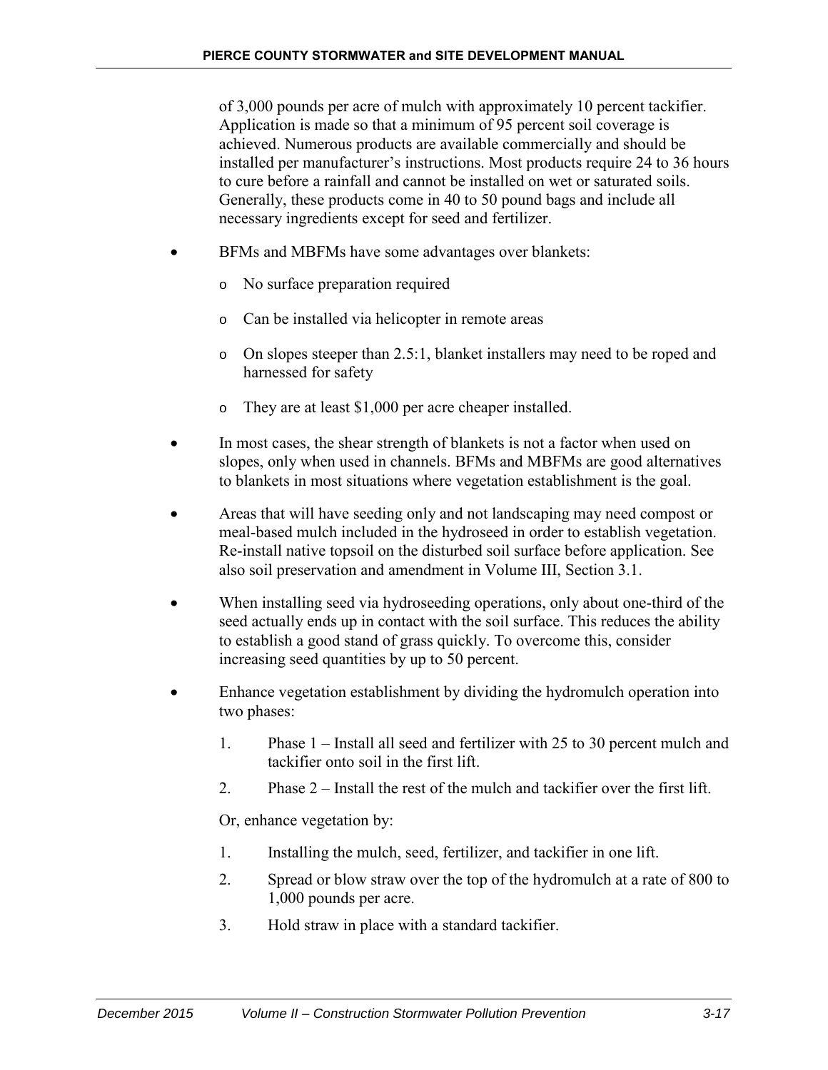of 3,000 pounds per acre of mulch with approximately 10 percent tackifier. Application is made so that a minimum of 95 percent soil coverage is achieved. Numerous products are available commercially and should be installed per manufacturer's instructions. Most products require 24 to 36 hours to cure before a rainfall and cannot be installed on wet or saturated soils. Generally, these products come in 40 to 50 pound bags and include all necessary ingredients except for seed and fertilizer.

- BFMs and MBFMs have some advantages over blankets:
  - No surface preparation required
  - Can be installed via helicopter in remote areas
  - On slopes steeper than 2.5:1, blanket installers may need to be roped and harnessed for safety
  - They are at least $1,000 per acre cheaper installed.
- In most cases, the shear strength of blankets is not a factor when used on slopes, only when used in channels. BFMs and MBFMs are good alternatives to blankets in most situations where vegetation establishment is the goal.
- Areas that will have seeding only and not landscaping may need compost or meal-based mulch included in the hydroseed in order to establish vegetation. Re-install native topsoil on the disturbed soil surface before application. See also soil preservation and amendment in Volume III, Section 3.1.
- When installing seed via hydroseeding operations, only about one-third of the seed actually ends up in contact with the soil surface. This reduces the ability to establish a good stand of grass quickly. To overcome this, consider increasing seed quantities by up to 50 percent.
- Enhance vegetation establishment by dividing the hydromulch operation into two phases:
  1. Phase 1 – Install all seed and fertilizer with 25 to 30 percent mulch and tackifier onto soil in the first lift.
  2. Phase 2 – Install the rest of the mulch and tackifier over the first lift.

  Or, enhance vegetation by:

  1. Installing the mulch, seed, fertilizer, and tackifier in one lift.
  2. Spread or blow straw over the top of the hydromulch at a rate of 800 to 1,000 pounds per acre.
  3. Hold straw in place with a standard tackifier.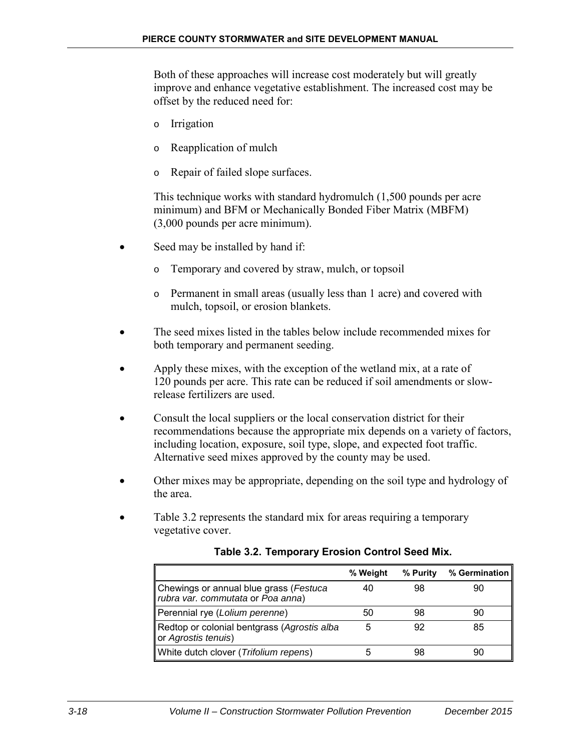Both of these approaches will increase cost moderately but will greatly improve and enhance vegetative establishment. The increased cost may be offset by the reduced need for:

- Irrigation
- Reapplication of mulch
- Repair of failed slope surfaces.

This technique works with standard hydromulch (1,500 pounds per acre minimum) and BFM or Mechanically Bonded Fiber Matrix (MBFM) (3,000 pounds per acre minimum).

- Seed may be installed by hand if:
  - Temporary and covered by straw, mulch, or topsoil
  - Permanent in small areas (usually less than 1 acre) and covered with mulch, topsoil, or erosion blankets.
- The seed mixes listed in the tables below include recommended mixes for both temporary and permanent seeding.
- Apply these mixes, with the exception of the wetland mix, at a rate of 120 pounds per acre. This rate can be reduced if soil amendments or slow-release fertilizers are used.
- Consult the local suppliers or the local conservation district for their recommendations because the appropriate mix depends on a variety of factors, including location, exposure, soil type, slope, and expected foot traffic. Alternative seed mixes approved by the county may be used.
- Other mixes may be appropriate, depending on the soil type and hydrology of the area.
- Table 3.2 represents the standard mix for areas requiring a temporary vegetative cover.

**Table 3.2. Temporary Erosion Control Seed Mix.**

| | % Weight | % Purity | % Germination |
|---|---|---|---|
| Chewings or annual blue grass (*Festuca rubra var. commutata* or *Poa anna*) | 40 | 98 | 90 |
| Perennial rye (*Lolium perenne*) | 50 | 98 | 90 |
| Redtop or colonial bentgrass (*Agrostis alba* or *Agrostis tenuis*) | 5 | 92 | 85 |
| White dutch clover (*Trifolium repens*) | 5 | 98 | 90 |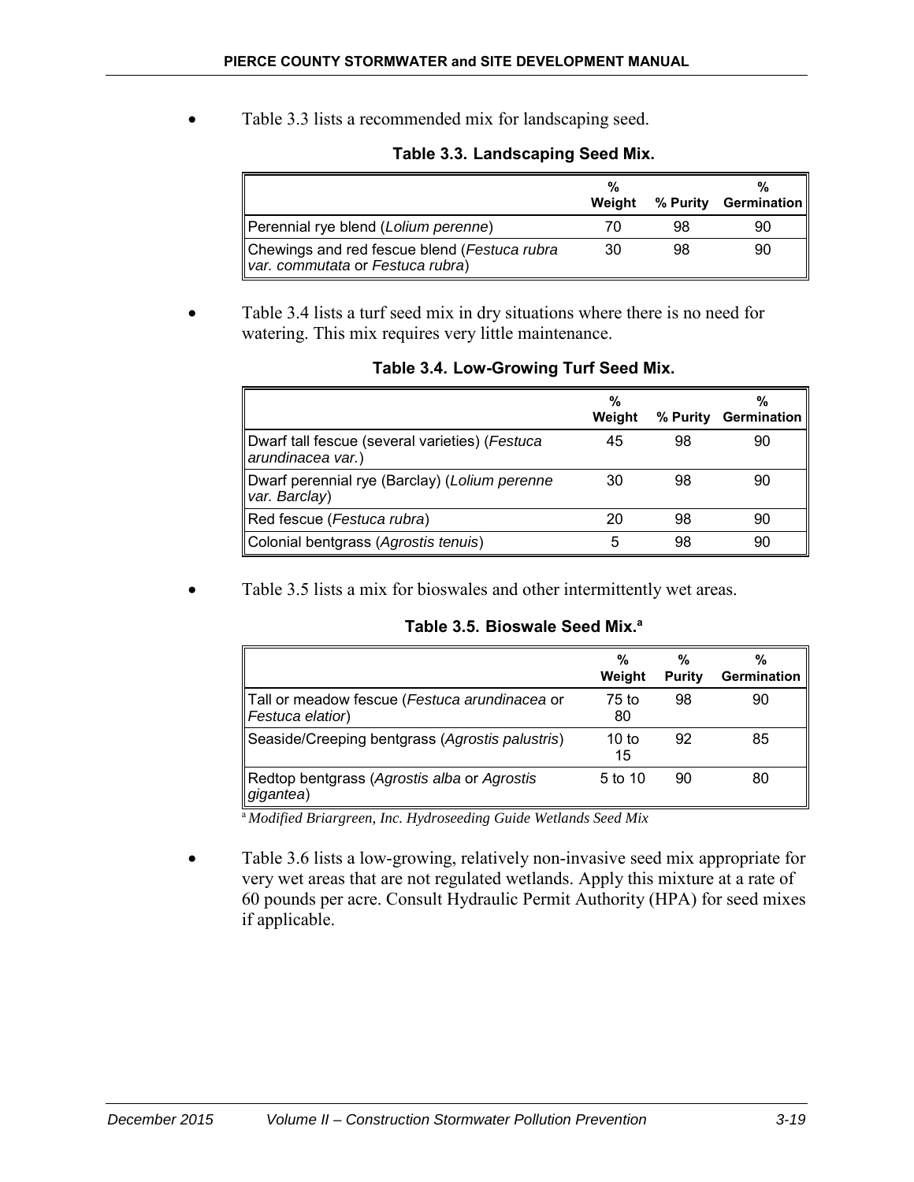- Table 3.3 lists a recommended mix for landscaping seed.

**Table 3.3. Landscaping Seed Mix.**

| | % Weight | % Purity | % Germination |
|---|---|---|---|
| Perennial rye blend (*Lolium perenne*) | 70 | 98 | 90 |
| Chewings and red fescue blend (*Festuca rubra var. commutata* or *Festuca rubra*) | 30 | 98 | 90 |

- Table 3.4 lists a turf seed mix in dry situations where there is no need for watering. This mix requires very little maintenance.

**Table 3.4. Low-Growing Turf Seed Mix.**

| | % Weight | % Purity | % Germination |
|---|---|---|---|
| Dwarf tall fescue (several varieties) (*Festuca arundinacea var.*) | 45 | 98 | 90 |
| Dwarf perennial rye (Barclay) (*Lolium perenne var. Barclay*) | 30 | 98 | 90 |
| Red fescue (*Festuca rubra*) | 20 | 98 | 90 |
| Colonial bentgrass (*Agrostis tenuis*) | 5 | 98 | 90 |

- Table 3.5 lists a mix for bioswales and other intermittently wet areas.

**Table 3.5. Bioswale Seed Mix.**[a]

| | % Weight | % Purity | % Germination |
|---|---|---|---|
| Tall or meadow fescue (*Festuca arundinacea* or *Festuca elatior*) | 75 to 80 | 98 | 90 |
| Seaside/Creeping bentgrass (*Agrostis palustris*) | 10 to 15 | 92 | 85 |
| Redtop bentgrass (*Agrostis alba* or *Agrostis gigantea*) | 5 to 10 | 90 | 80 |

[a] *Modified Briargreen, Inc. Hydroseeding Guide Wetlands Seed Mix*

- Table 3.6 lists a low-growing, relatively non-invasive seed mix appropriate for very wet areas that are not regulated wetlands. Apply this mixture at a rate of 60 pounds per acre. Consult Hydraulic Permit Authority (HPA) for seed mixes if applicable.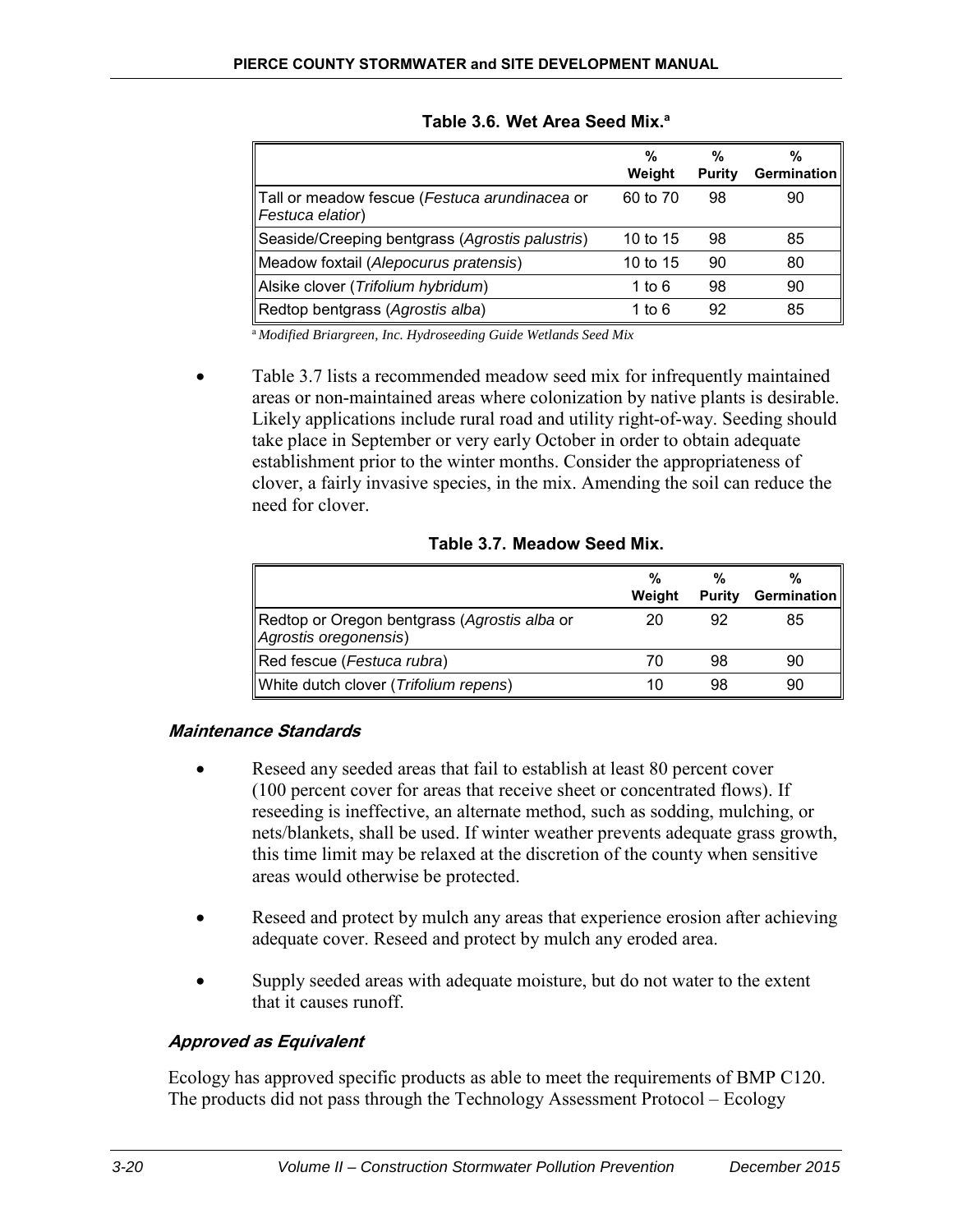**Table 3.6. Wet Area Seed Mix.**[a]

| | % Weight | % Purity | % Germination |
|---|---|---|---|
| Tall or meadow fescue (*Festuca arundinacea* or *Festuca elatior*) | 60 to 70 | 98 | 90 |
| Seaside/Creeping bentgrass (*Agrostis palustris*) | 10 to 15 | 98 | 85 |
| Meadow foxtail (*Alepocurus pratensis*) | 10 to 15 | 90 | 80 |
| Alsike clover (*Trifolium hybridum*) | 1 to 6 | 98 | 90 |
| Redtop bentgrass (*Agrostis alba*) | 1 to 6 | 92 | 85 |

[a] *Modified Briargreen, Inc. Hydroseeding Guide Wetlands Seed Mix*

- Table 3.7 lists a recommended meadow seed mix for infrequently maintained areas or non-maintained areas where colonization by native plants is desirable. Likely applications include rural road and utility right-of-way. Seeding should take place in September or very early October in order to obtain adequate establishment prior to the winter months. Consider the appropriateness of clover, a fairly invasive species, in the mix. Amending the soil can reduce the need for clover.

**Table 3.7. Meadow Seed Mix.**

| | % Weight | % Purity | % Germination |
|---|---|---|---|
| Redtop or Oregon bentgrass (*Agrostis alba* or *Agrostis oregonensis*) | 20 | 92 | 85 |
| Red fescue (*Festuca rubra*) | 70 | 98 | 90 |
| White dutch clover (*Trifolium repens*) | 10 | 98 | 90 |

#### *Maintenance Standards*

- Reseed any seeded areas that fail to establish at least 80 percent cover (100 percent cover for areas that receive sheet or concentrated flows). If reseeding is ineffective, an alternate method, such as sodding, mulching, or nets/blankets, shall be used. If winter weather prevents adequate grass growth, this time limit may be relaxed at the discretion of the county when sensitive areas would otherwise be protected.
- Reseed and protect by mulch any areas that experience erosion after achieving adequate cover. Reseed and protect by mulch any eroded area.
- Supply seeded areas with adequate moisture, but do not water to the extent that it causes runoff.

#### *Approved as Equivalent*

Ecology has approved specific products as able to meet the requirements of BMP C120. The products did not pass through the Technology Assessment Protocol – Ecology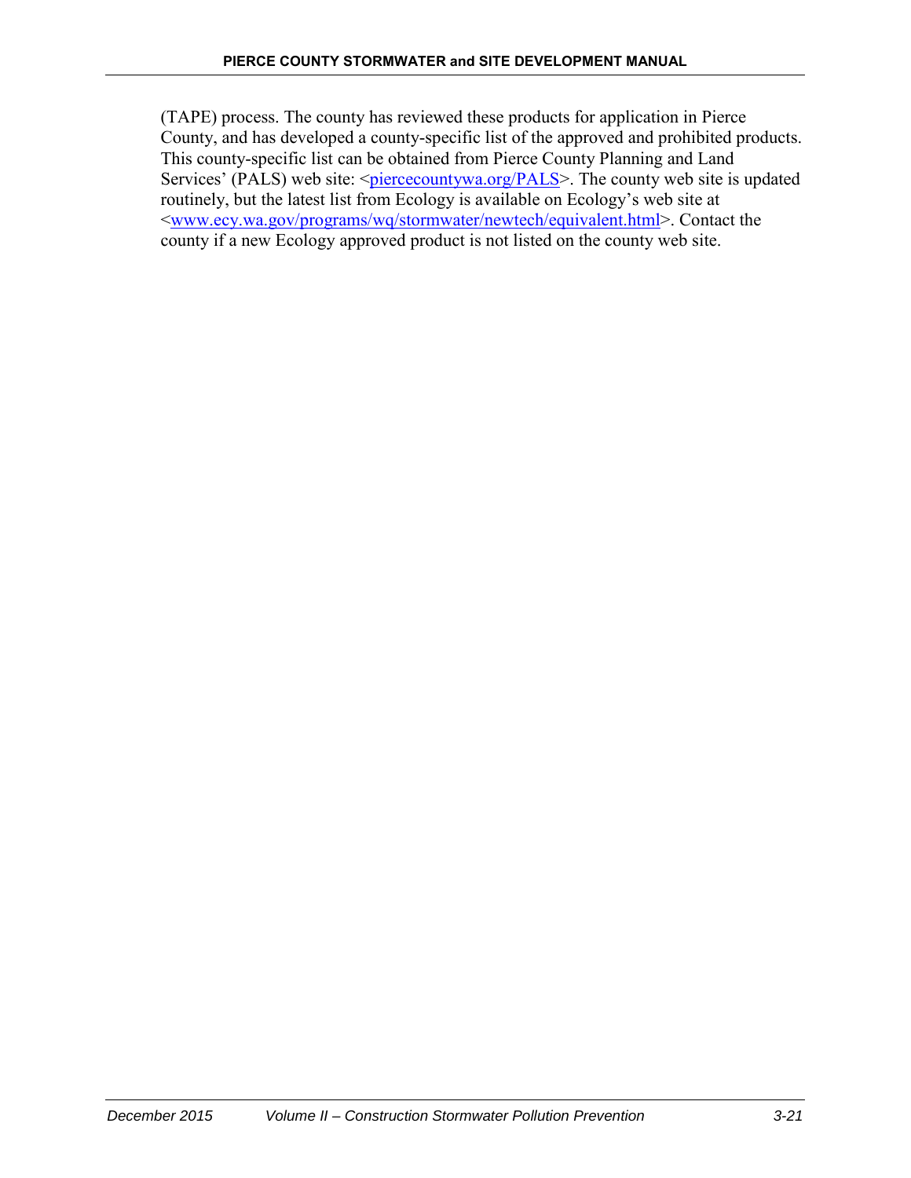(TAPE) process. The county has reviewed these products for application in Pierce County, and has developed a county-specific list of the approved and prohibited products. This county-specific list can be obtained from Pierce County Planning and Land Services' (PALS) web site: <piercecountywa.org/PALS>. The county web site is updated routinely, but the latest list from Ecology is available on Ecology's web site at <www.ecy.wa.gov/programs/wq/stormwater/newtech/equivalent.html>. Contact the county if a new Ecology approved product is not listed on the county web site.